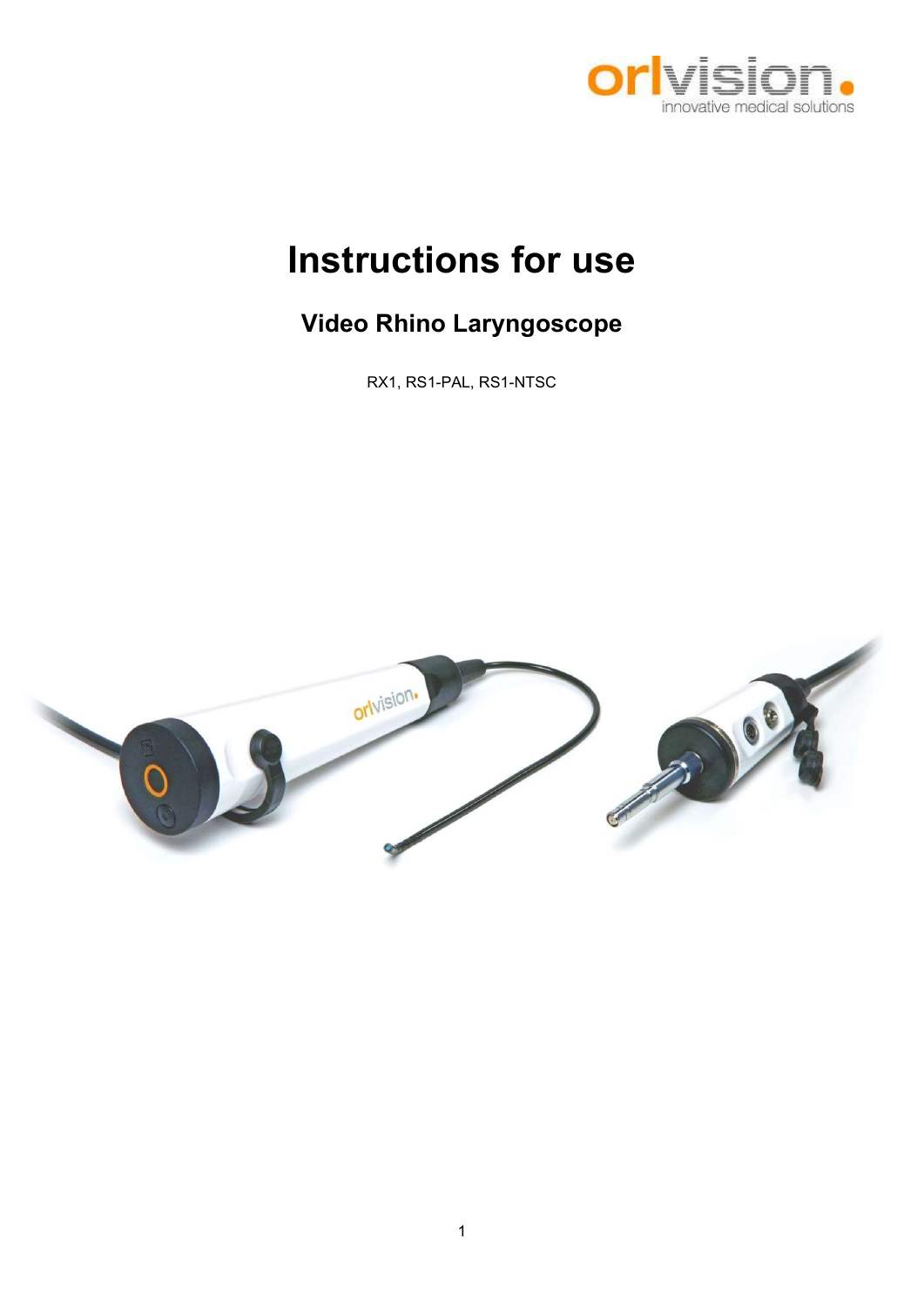orlvision.
innovative medical solutions

# Instructions for use

## Video Rhino Laryngoscope

RX1, RS1-PAL, RS1-NTSC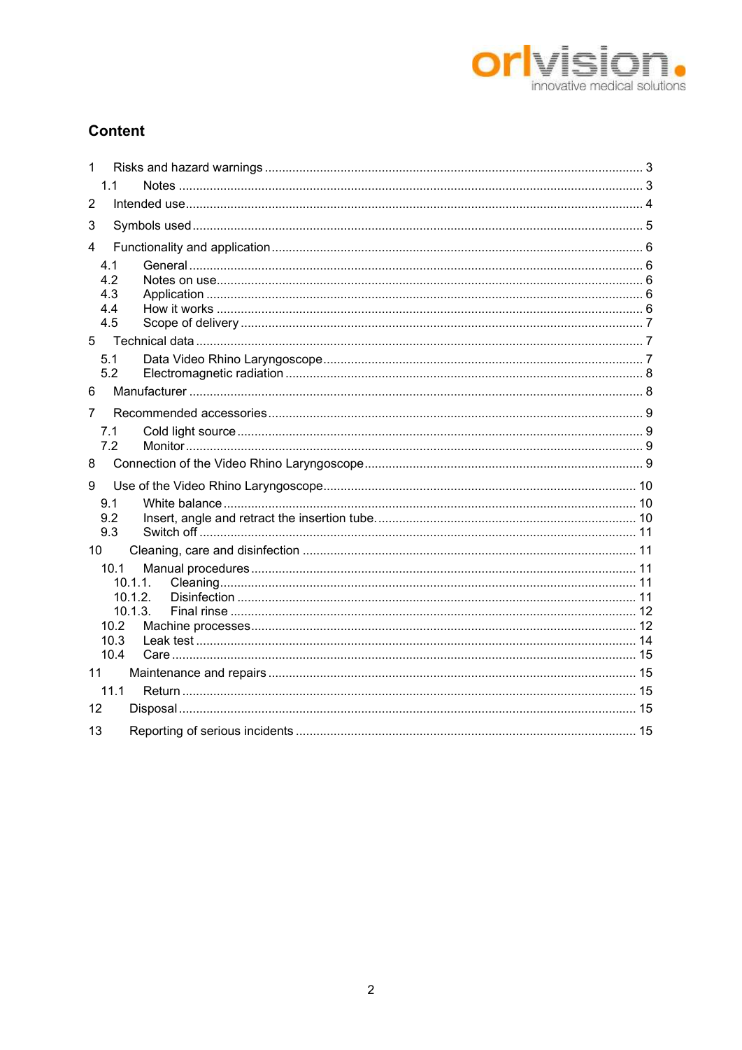## Content

1 Risks and hazard warnings ... 3
   1.1 Notes ... 3
2 Intended use ... 4
3 Symbols used ... 5
4 Functionality and application ... 6
   4.1 General ... 6
   4.2 Notes on use ... 6
   4.3 Application ... 6
   4.4 How it works ... 6
   4.5 Scope of delivery ... 7
5 Technical data ... 7
   5.1 Data Video Rhino Laryngoscope ... 7
   5.2 Electromagnetic radiation ... 8
6 Manufacturer ... 8
7 Recommended accessories ... 9
   7.1 Cold light source ... 9
   7.2 Monitor ... 9
8 Connection of the Video Rhino Laryngoscope ... 9
9 Use of the Video Rhino Laryngoscope ... 10
   9.1 White balance ... 10
   9.2 Insert, angle and retract the insertion tube. ... 10
   9.3 Switch off ... 11
10 Cleaning, care and disinfection ... 11
   10.1 Manual procedures ... 11
      10.1.1. Cleaning ... 11
      10.1.2. Disinfection ... 11
      10.1.3. Final rinse ... 12
   10.2 Machine processes ... 12
   10.3 Leak test ... 14
   10.4 Care ... 15
11 Maintenance and repairs ... 15
   11.1 Return ... 15
12 Disposal ... 15
13 Reporting of serious incidents ... 15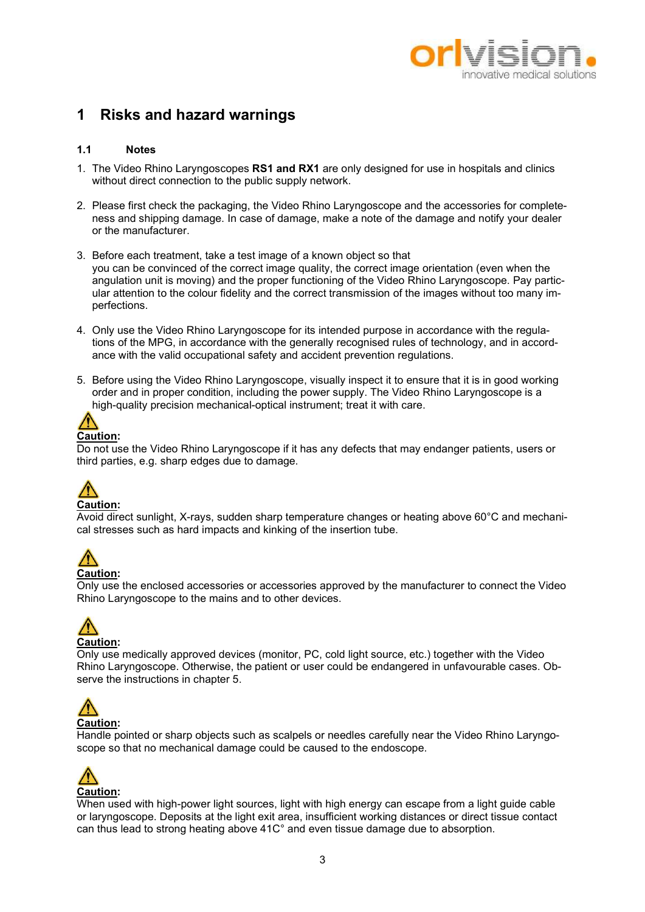# 1 Risks and hazard warnings

## 1.1 Notes

1. The Video Rhino Laryngoscopes **RS1 and RX1** are only designed for use in hospitals and clinics without direct connection to the public supply network.

2. Please first check the packaging, the Video Rhino Laryngoscope and the accessories for completeness and shipping damage. In case of damage, make a note of the damage and notify your dealer or the manufacturer.

3. Before each treatment, take a test image of a known object so that you can be convinced of the correct image quality, the correct image orientation (even when the angulation unit is moving) and the proper functioning of the Video Rhino Laryngoscope. Pay particular attention to the colour fidelity and the correct transmission of the images without too many imperfections.

4. Only use the Video Rhino Laryngoscope for its intended purpose in accordance with the regulations of the MPG, in accordance with the generally recognised rules of technology, and in accordance with the valid occupational safety and accident prevention regulations.

5. Before using the Video Rhino Laryngoscope, visually inspect it to ensure that it is in good working order and in proper condition, including the power supply. The Video Rhino Laryngoscope is a high-quality precision mechanical-optical instrument; treat it with care.

⚠ **Caution:**
Do not use the Video Rhino Laryngoscope if it has any defects that may endanger patients, users or third parties, e.g. sharp edges due to damage.

⚠ **Caution:**
Avoid direct sunlight, X-rays, sudden sharp temperature changes or heating above 60°C and mechanical stresses such as hard impacts and kinking of the insertion tube.

⚠ **Caution:**
Only use the enclosed accessories or accessories approved by the manufacturer to connect the Video Rhino Laryngoscope to the mains and to other devices.

⚠ **Caution:**
Only use medically approved devices (monitor, PC, cold light source, etc.) together with the Video Rhino Laryngoscope. Otherwise, the patient or user could be endangered in unfavourable cases. Observe the instructions in chapter 5.

⚠ **Caution:**
Handle pointed or sharp objects such as scalpels or needles carefully near the Video Rhino Laryngoscope so that no mechanical damage could be caused to the endoscope.

⚠ **Caution:**
When used with high-power light sources, light with high energy can escape from a light guide cable or laryngoscope. Deposits at the light exit area, insufficient working distances or direct tissue contact can thus lead to strong heating above 41C° and even tissue damage due to absorption.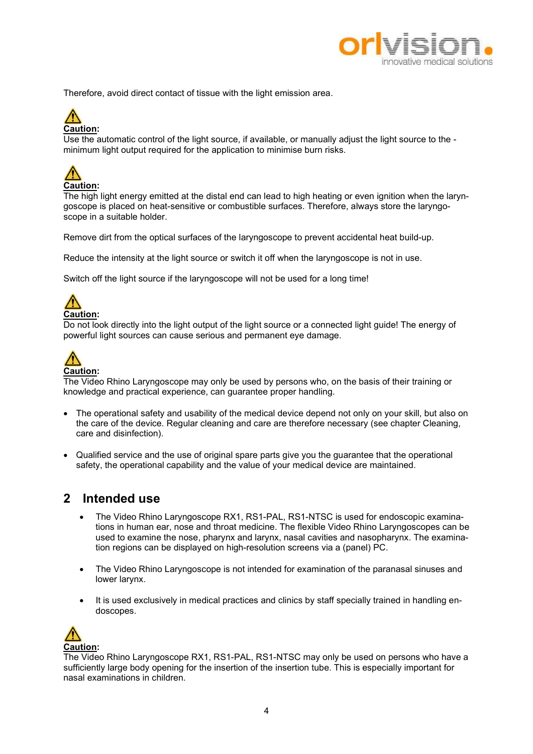Therefore, avoid direct contact of tissue with the light emission area.

⚠ **Caution:**
Use the automatic control of the light source, if available, or manually adjust the light source to the - minimum light output required for the application to minimise burn risks.

⚠ **Caution:**
The high light energy emitted at the distal end can lead to high heating or even ignition when the laryngoscope is placed on heat-sensitive or combustible surfaces. Therefore, always store the laryngoscope in a suitable holder.

Remove dirt from the optical surfaces of the laryngoscope to prevent accidental heat build-up.

Reduce the intensity at the light source or switch it off when the laryngoscope is not in use.

Switch off the light source if the laryngoscope will not be used for a long time!

⚠ **Caution:**
Do not look directly into the light output of the light source or a connected light guide! The energy of powerful light sources can cause serious and permanent eye damage.

⚠ **Caution:**
The Video Rhino Laryngoscope may only be used by persons who, on the basis of their training or knowledge and practical experience, can guarantee proper handling.

- The operational safety and usability of the medical device depend not only on your skill, but also on the care of the device. Regular cleaning and care are therefore necessary (see chapter Cleaning, care and disinfection).
- Qualified service and the use of original spare parts give you the guarantee that the operational safety, the operational capability and the value of your medical device are maintained.

## 2 Intended use

- The Video Rhino Laryngoscope RX1, RS1-PAL, RS1-NTSC is used for endoscopic examinations in human ear, nose and throat medicine. The flexible Video Rhino Laryngoscopes can be used to examine the nose, pharynx and larynx, nasal cavities and nasopharynx. The examination regions can be displayed on high-resolution screens via a (panel) PC.
- The Video Rhino Laryngoscope is not intended for examination of the paranasal sinuses and lower larynx.
- It is used exclusively in medical practices and clinics by staff specially trained in handling endoscopes.

⚠ **Caution:**
The Video Rhino Laryngoscope RX1, RS1-PAL, RS1-NTSC may only be used on persons who have a sufficiently large body opening for the insertion of the insertion tube. This is especially important for nasal examinations in children.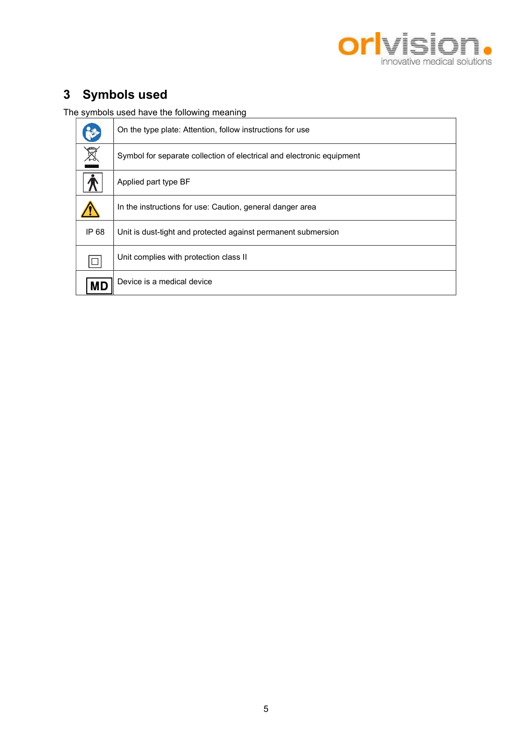# 3 Symbols used

The symbols used have the following meaning

| | |
|---|---|
| | On the type plate: Attention, follow instructions for use |
| | Symbol for separate collection of electrical and electronic equipment |
| | Applied part type BF |
| | In the instructions for use: Caution, general danger area |
| IP 68 | Unit is dust-tight and protected against permanent submersion |
| | Unit complies with protection class II |
| MD | Device is a medical device |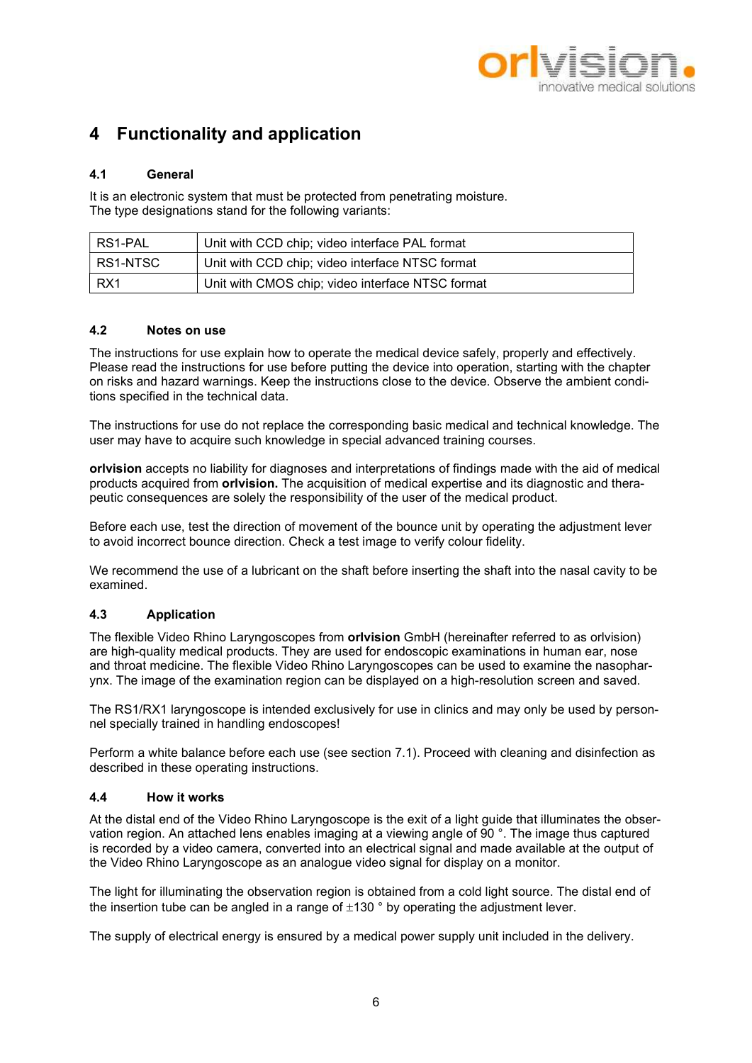# 4 Functionality and application

## 4.1 General

It is an electronic system that must be protected from penetrating moisture.
The type designations stand for the following variants:

| | |
|---|---|
| RS1-PAL | Unit with CCD chip; video interface PAL format |
| RS1-NTSC | Unit with CCD chip; video interface NTSC format |
| RX1 | Unit with CMOS chip; video interface NTSC format |

## 4.2 Notes on use

The instructions for use explain how to operate the medical device safely, properly and effectively. Please read the instructions for use before putting the device into operation, starting with the chapter on risks and hazard warnings. Keep the instructions close to the device. Observe the ambient conditions specified in the technical data.

The instructions for use do not replace the corresponding basic medical and technical knowledge. The user may have to acquire such knowledge in special advanced training courses.

**orlvision** accepts no liability for diagnoses and interpretations of findings made with the aid of medical products acquired from **orlvision.** The acquisition of medical expertise and its diagnostic and therapeutic consequences are solely the responsibility of the user of the medical product.

Before each use, test the direction of movement of the bounce unit by operating the adjustment lever to avoid incorrect bounce direction. Check a test image to verify colour fidelity.

We recommend the use of a lubricant on the shaft before inserting the shaft into the nasal cavity to be examined.

## 4.3 Application

The flexible Video Rhino Laryngoscopes from **orlvision** GmbH (hereinafter referred to as orlvision) are high-quality medical products. They are used for endoscopic examinations in human ear, nose and throat medicine. The flexible Video Rhino Laryngoscopes can be used to examine the nasopharynx. The image of the examination region can be displayed on a high-resolution screen and saved.

The RS1/RX1 laryngoscope is intended exclusively for use in clinics and may only be used by personnel specially trained in handling endoscopes!

Perform a white balance before each use (see section 7.1). Proceed with cleaning and disinfection as described in these operating instructions.

## 4.4 How it works

At the distal end of the Video Rhino Laryngoscope is the exit of a light guide that illuminates the observation region. An attached lens enables imaging at a viewing angle of 90 °. The image thus captured is recorded by a video camera, converted into an electrical signal and made available at the output of the Video Rhino Laryngoscope as an analogue video signal for display on a monitor.

The light for illuminating the observation region is obtained from a cold light source. The distal end of the insertion tube can be angled in a range of ±130 ° by operating the adjustment lever.

The supply of electrical energy is ensured by a medical power supply unit included in the delivery.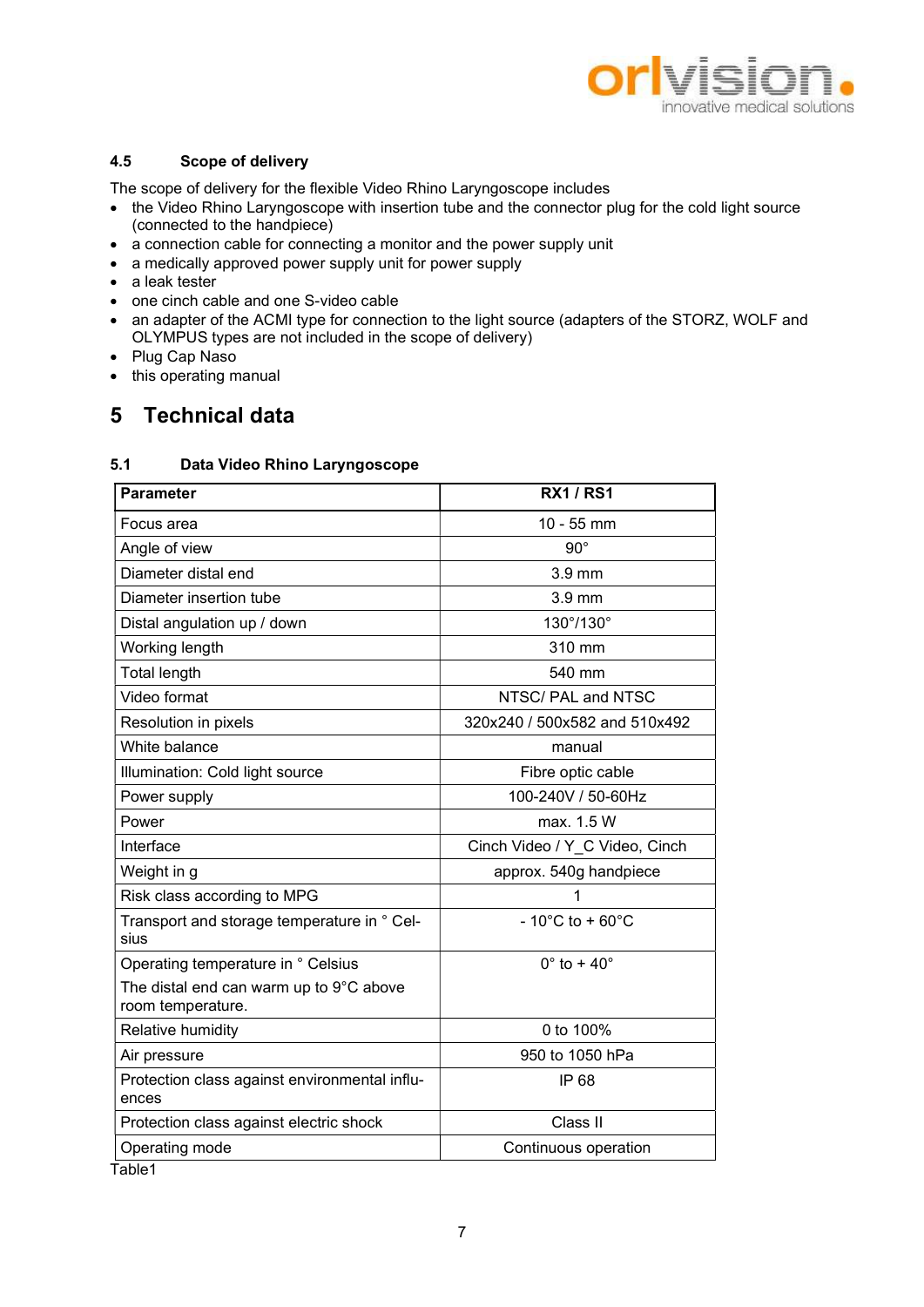### 4.5 Scope of delivery

The scope of delivery for the flexible Video Rhino Laryngoscope includes

- the Video Rhino Laryngoscope with insertion tube and the connector plug for the cold light source (connected to the handpiece)
- a connection cable for connecting a monitor and the power supply unit
- a medically approved power supply unit for power supply
- a leak tester
- one cinch cable and one S-video cable
- an adapter of the ACMI type for connection to the light source (adapters of the STORZ, WOLF and OLYMPUS types are not included in the scope of delivery)
- Plug Cap Naso
- this operating manual

# 5 Technical data

### 5.1 Data Video Rhino Laryngoscope

| Parameter | RX1 / RS1 |
|---|---|
| Focus area | 10 - 55 mm |
| Angle of view | 90° |
| Diameter distal end | 3.9 mm |
| Diameter insertion tube | 3.9 mm |
| Distal angulation up / down | 130°/130° |
| Working length | 310 mm |
| Total length | 540 mm |
| Video format | NTSC/ PAL and NTSC |
| Resolution in pixels | 320x240 / 500x582 and 510x492 |
| White balance | manual |
| Illumination: Cold light source | Fibre optic cable |
| Power supply | 100-240V / 50-60Hz |
| Power | max. 1.5 W |
| Interface | Cinch Video / Y_C Video, Cinch |
| Weight in g | approx. 540g handpiece |
| Risk class according to MPG | 1 |
| Transport and storage temperature in ° Celsius | - 10°C to + 60°C |
| Operating temperature in ° Celsius<br>The distal end can warm up to 9°C above room temperature. | 0° to + 40° |
| Relative humidity | 0 to 100% |
| Air pressure | 950 to 1050 hPa |
| Protection class against environmental influences | IP 68 |
| Protection class against electric shock | Class II |
| Operating mode | Continuous operation |

Table1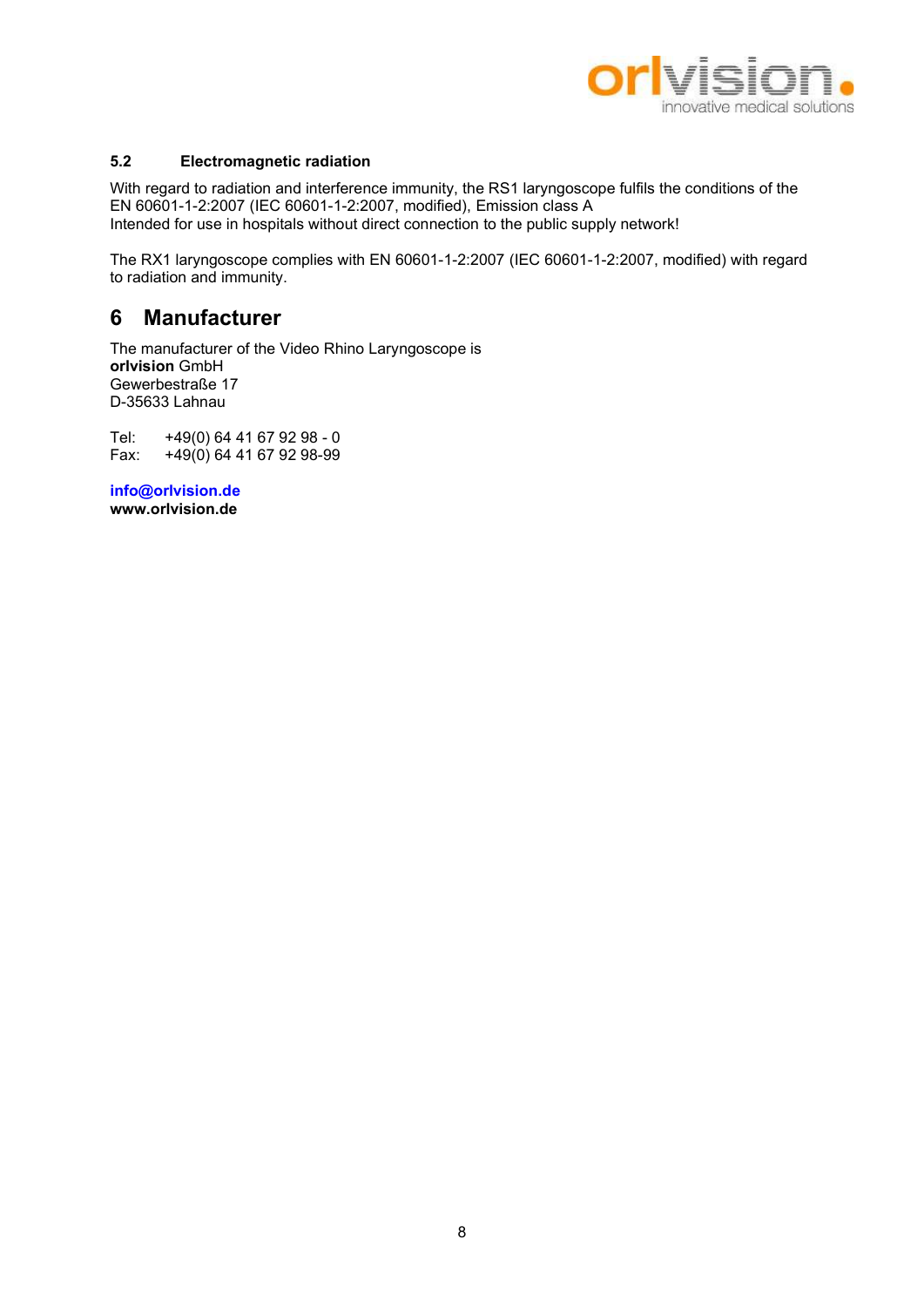### 5.2 Electromagnetic radiation

With regard to radiation and interference immunity, the RS1 laryngoscope fulfils the conditions of the EN 60601-1-2:2007 (IEC 60601-1-2:2007, modified), Emission class A
Intended for use in hospitals without direct connection to the public supply network!

The RX1 laryngoscope complies with EN 60601-1-2:2007 (IEC 60601-1-2:2007, modified) with regard to radiation and immunity.

## 6 Manufacturer

The manufacturer of the Video Rhino Laryngoscope is
**orlvision** GmbH
Gewerbestraße 17
D-35633 Lahnau

Tel: +49(0) 64 41 67 92 98 - 0
Fax: +49(0) 64 41 67 92 98-99

**info@orlvision.de**
**www.orlvision.de**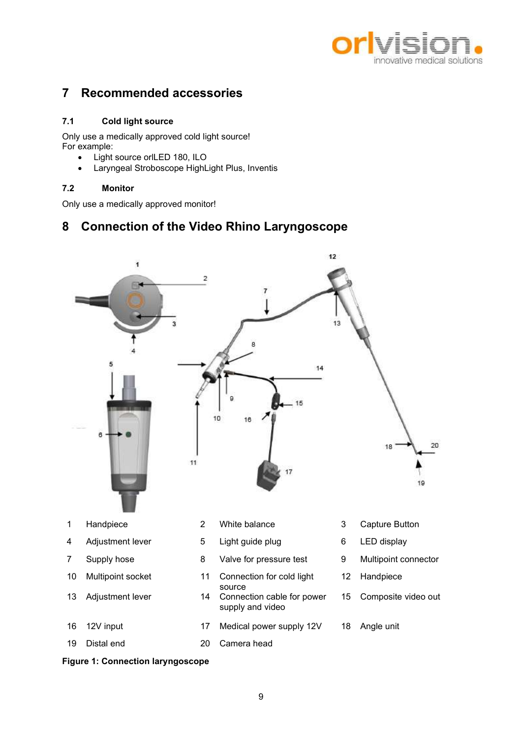# 7 Recommended accessories

## 7.1 Cold light source

Only use a medically approved cold light source!
For example:

- Light source orlLED 180, ILO
- Laryngeal Stroboscope HighLight Plus, Inventis

## 7.2 Monitor

Only use a medically approved monitor!

# 8 Connection of the Video Rhino Laryngoscope

| | | | | | |
|---|---|---|---|---|---|
| 1 | Handpiece | 2 | White balance | 3 | Capture Button |
| 4 | Adjustment lever | 5 | Light guide plug | 6 | LED display |
| 7 | Supply hose | 8 | Valve for pressure test | 9 | Multipoint connector |
| 10 | Multipoint socket | 11 | Connection for cold light source | 12 | Handpiece |
| 13 | Adjustment lever | 14 | Connection cable for power supply and video | 15 | Composite video out |
| 16 | 12V input | 17 | Medical power supply 12V | 18 | Angle unit |
| 19 | Distal end | 20 | Camera head | | |

**Figure 1: Connection laryngoscope**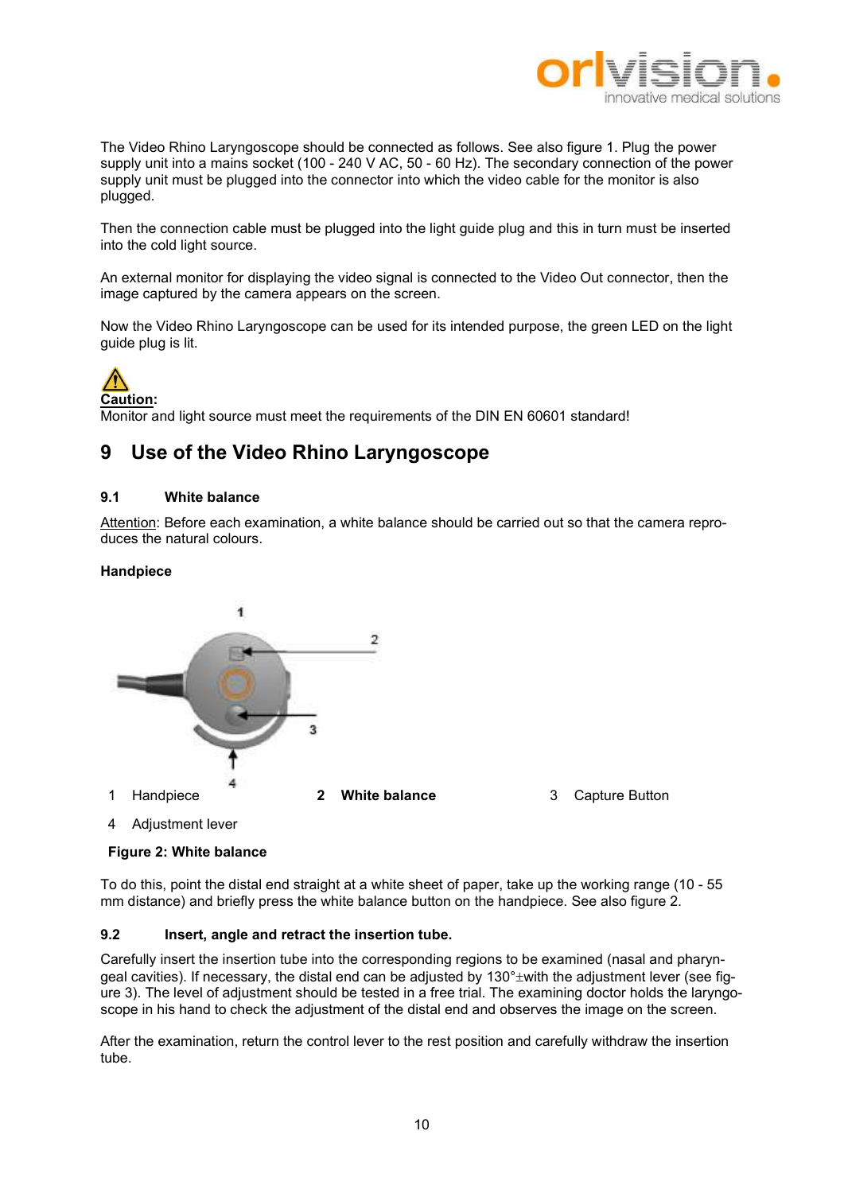The Video Rhino Laryngoscope should be connected as follows. See also figure 1. Plug the power supply unit into a mains socket (100 - 240 V AC, 50 - 60 Hz). The secondary connection of the power supply unit must be plugged into the connector into which the video cable for the monitor is also plugged.

Then the connection cable must be plugged into the light guide plug and this in turn must be inserted into the cold light source.

An external monitor for displaying the video signal is connected to the Video Out connector, then the image captured by the camera appears on the screen.

Now the Video Rhino Laryngoscope can be used for its intended purpose, the green LED on the light guide plug is lit.

**Caution:**
Monitor and light source must meet the requirements of the DIN EN 60601 standard!

# 9 Use of the Video Rhino Laryngoscope

## 9.1 White balance

Attention: Before each examination, a white balance should be carried out so that the camera reproduces the natural colours.

**Handpiece**

1 Handpiece **2 White balance** 3 Capture Button

4 Adjustment lever

**Figure 2: White balance**

To do this, point the distal end straight at a white sheet of paper, take up the working range (10 - 55 mm distance) and briefly press the white balance button on the handpiece. See also figure 2.

## 9.2 Insert, angle and retract the insertion tube.

Carefully insert the insertion tube into the corresponding regions to be examined (nasal and pharyngeal cavities). If necessary, the distal end can be adjusted by 130°±with the adjustment lever (see figure 3). The level of adjustment should be tested in a free trial. The examining doctor holds the laryngoscope in his hand to check the adjustment of the distal end and observes the image on the screen.

After the examination, return the control lever to the rest position and carefully withdraw the insertion tube.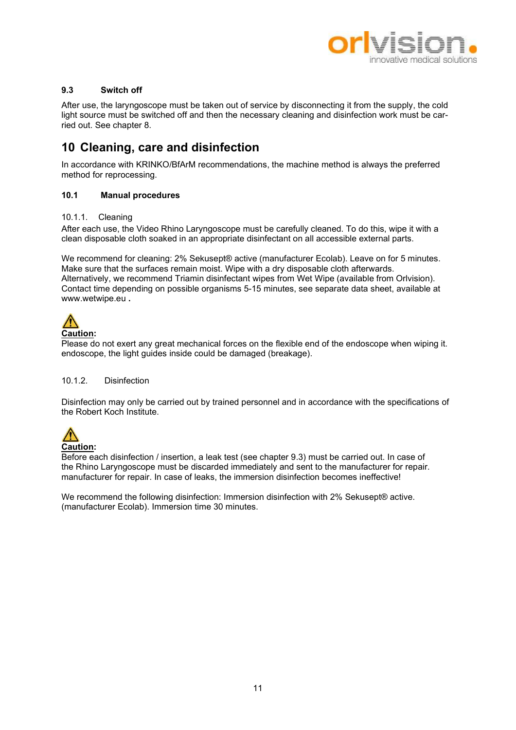### 9.3 Switch off

After use, the laryngoscope must be taken out of service by disconnecting it from the supply, the cold light source must be switched off and then the necessary cleaning and disinfection work must be carried out. See chapter 8.

## 10 Cleaning, care and disinfection

In accordance with KRINKO/BfArM recommendations, the machine method is always the preferred method for reprocessing.

### 10.1 Manual procedures

10.1.1. Cleaning

After each use, the Video Rhino Laryngoscope must be carefully cleaned. To do this, wipe it with a clean disposable cloth soaked in an appropriate disinfectant on all accessible external parts.

We recommend for cleaning: 2% Sekusept® active (manufacturer Ecolab). Leave on for 5 minutes. Make sure that the surfaces remain moist. Wipe with a dry disposable cloth afterwards. Alternatively, we recommend Triamin disinfectant wipes from Wet Wipe (available from Orlvision). Contact time depending on possible organisms 5-15 minutes, see separate data sheet, available at www.wetwipe.eu .

⚠

**Caution:**
Please do not exert any great mechanical forces on the flexible end of the endoscope when wiping it. endoscope, the light guides inside could be damaged (breakage).

10.1.2. Disinfection

Disinfection may only be carried out by trained personnel and in accordance with the specifications of the Robert Koch Institute.

⚠

**Caution:**
Before each disinfection / insertion, a leak test (see chapter 9.3) must be carried out. In case of the Rhino Laryngoscope must be discarded immediately and sent to the manufacturer for repair. manufacturer for repair. In case of leaks, the immersion disinfection becomes ineffective!

We recommend the following disinfection: Immersion disinfection with 2% Sekusept® active. (manufacturer Ecolab). Immersion time 30 minutes.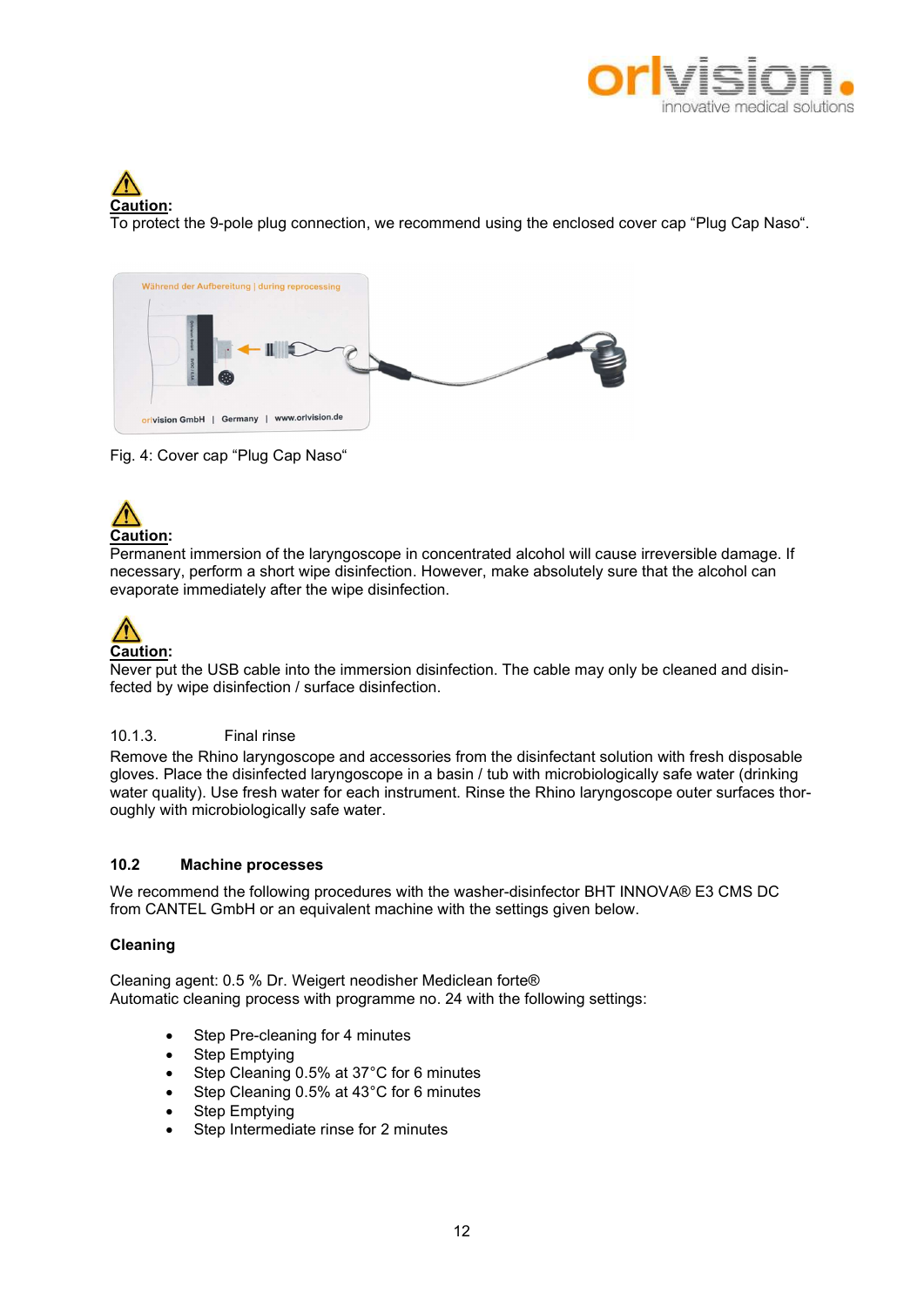**Caution:**
To protect the 9-pole plug connection, we recommend using the enclosed cover cap "Plug Cap Naso".

Fig. 4: Cover cap "Plug Cap Naso"

**Caution:**
Permanent immersion of the laryngoscope in concentrated alcohol will cause irreversible damage. If necessary, perform a short wipe disinfection. However, make absolutely sure that the alcohol can evaporate immediately after the wipe disinfection.

**Caution:**
Never put the USB cable into the immersion disinfection. The cable may only be cleaned and disinfected by wipe disinfection / surface disinfection.

10.1.3. Final rinse

Remove the Rhino laryngoscope and accessories from the disinfectant solution with fresh disposable gloves. Place the disinfected laryngoscope in a basin / tub with microbiologically safe water (drinking water quality). Use fresh water for each instrument. Rinse the Rhino laryngoscope outer surfaces thoroughly with microbiologically safe water.

### 10.2 Machine processes

We recommend the following procedures with the washer-disinfector BHT INNOVA® E3 CMS DC from CANTEL GmbH or an equivalent machine with the settings given below.

**Cleaning**

Cleaning agent: 0.5 % Dr. Weigert neodisher Mediclean forte®
Automatic cleaning process with programme no. 24 with the following settings:

- Step Pre-cleaning for 4 minutes
- Step Emptying
- Step Cleaning 0.5% at 37°C for 6 minutes
- Step Cleaning 0.5% at 43°C for 6 minutes
- Step Emptying
- Step Intermediate rinse for 2 minutes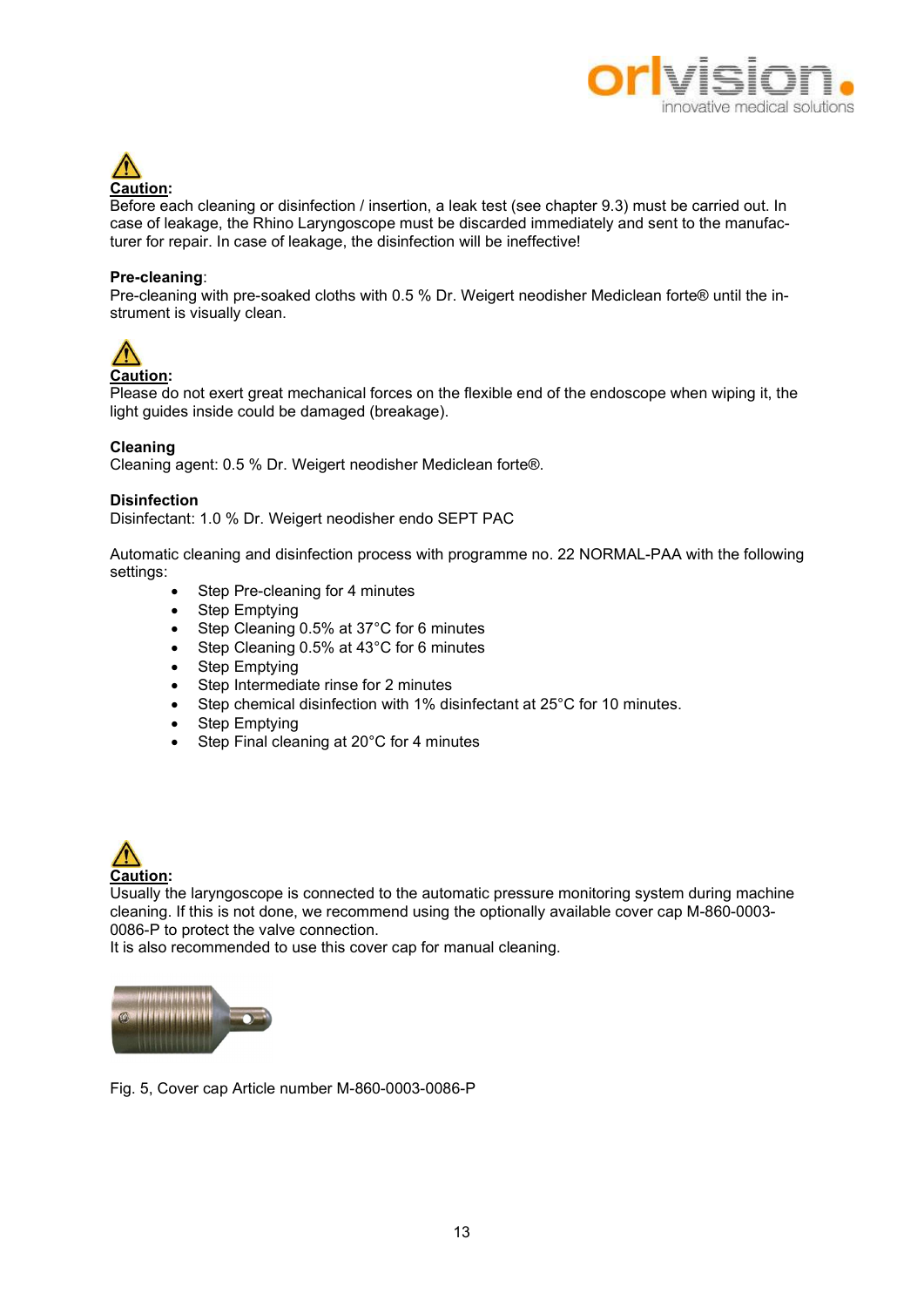⚠ **Caution:**
Before each cleaning or disinfection / insertion, a leak test (see chapter 9.3) must be carried out. In case of leakage, the Rhino Laryngoscope must be discarded immediately and sent to the manufacturer for repair. In case of leakage, the disinfection will be ineffective!

**Pre-cleaning**:
Pre-cleaning with pre-soaked cloths with 0.5 % Dr. Weigert neodisher Mediclean forte® until the instrument is visually clean.

⚠ **Caution:**
Please do not exert great mechanical forces on the flexible end of the endoscope when wiping it, the light guides inside could be damaged (breakage).

**Cleaning**
Cleaning agent: 0.5 % Dr. Weigert neodisher Mediclean forte®.

**Disinfection**
Disinfectant: 1.0 % Dr. Weigert neodisher endo SEPT PAC

Automatic cleaning and disinfection process with programme no. 22 NORMAL-PAA with the following settings:

- Step Pre-cleaning for 4 minutes
- Step Emptying
- Step Cleaning 0.5% at 37°C for 6 minutes
- Step Cleaning 0.5% at 43°C for 6 minutes
- Step Emptying
- Step Intermediate rinse for 2 minutes
- Step chemical disinfection with 1% disinfectant at 25°C for 10 minutes.
- Step Emptying
- Step Final cleaning at 20°C for 4 minutes

⚠ **Caution:**
Usually the laryngoscope is connected to the automatic pressure monitoring system during machine cleaning. If this is not done, we recommend using the optionally available cover cap M-860-0003-0086-P to protect the valve connection.
It is also recommended to use this cover cap for manual cleaning.

Fig. 5, Cover cap Article number M-860-0003-0086-P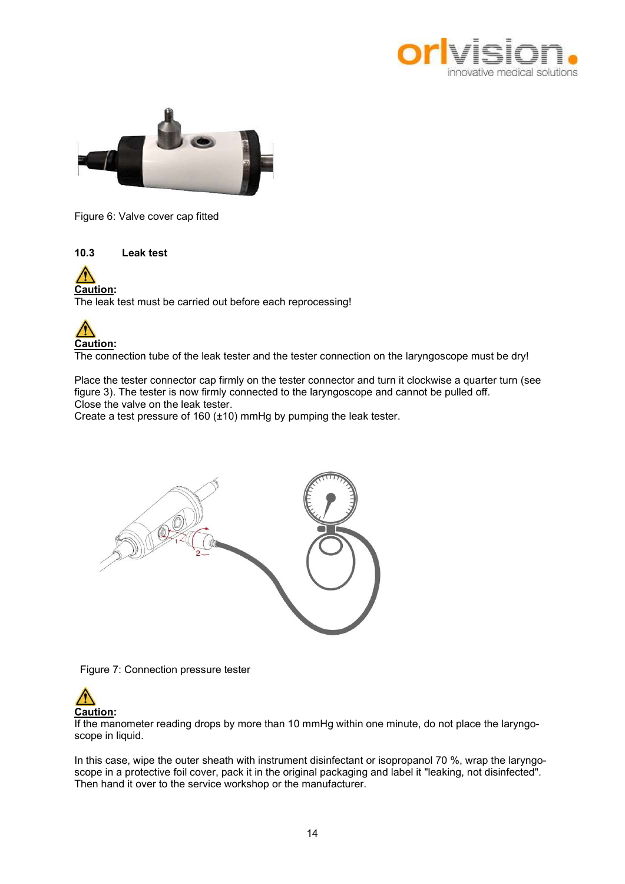Figure 6: Valve cover cap fitted

### 10.3 Leak test

⚠ **Caution:**
The leak test must be carried out before each reprocessing!

⚠ **Caution:**
The connection tube of the leak tester and the tester connection on the laryngoscope must be dry!

Place the tester connector cap firmly on the tester connector and turn it clockwise a quarter turn (see figure 3). The tester is now firmly connected to the laryngoscope and cannot be pulled off.
Close the valve on the leak tester.
Create a test pressure of 160 (±10) mmHg by pumping the leak tester.

Figure 7: Connection pressure tester

⚠ **Caution:**
If the manometer reading drops by more than 10 mmHg within one minute, do not place the laryngoscope in liquid.

In this case, wipe the outer sheath with instrument disinfectant or isopropanol 70 %, wrap the laryngoscope in a protective foil cover, pack it in the original packaging and label it "leaking, not disinfected". Then hand it over to the service workshop or the manufacturer.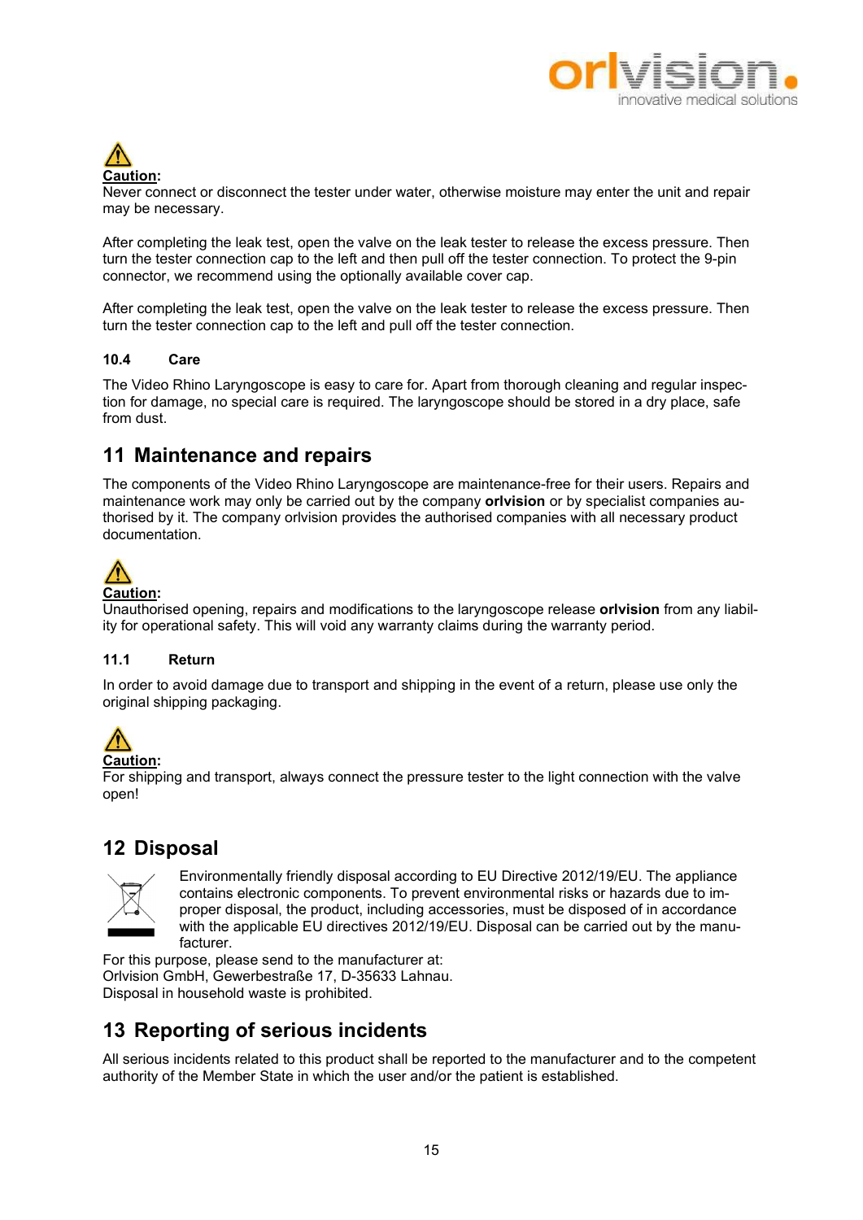**Caution:**
Never connect or disconnect the tester under water, otherwise moisture may enter the unit and repair may be necessary.

After completing the leak test, open the valve on the leak tester to release the excess pressure. Then turn the tester connection cap to the left and then pull off the tester connection. To protect the 9-pin connector, we recommend using the optionally available cover cap.

After completing the leak test, open the valve on the leak tester to release the excess pressure. Then turn the tester connection cap to the left and pull off the tester connection.

### 10.4 Care

The Video Rhino Laryngoscope is easy to care for. Apart from thorough cleaning and regular inspection for damage, no special care is required. The laryngoscope should be stored in a dry place, safe from dust.

## 11 Maintenance and repairs

The components of the Video Rhino Laryngoscope are maintenance-free for their users. Repairs and maintenance work may only be carried out by the company **orlvision** or by specialist companies authorised by it. The company orlvision provides the authorised companies with all necessary product documentation.

**Caution:**
Unauthorised opening, repairs and modifications to the laryngoscope release **orlvision** from any liability for operational safety. This will void any warranty claims during the warranty period.

### 11.1 Return

In order to avoid damage due to transport and shipping in the event of a return, please use only the original shipping packaging.

**Caution:**
For shipping and transport, always connect the pressure tester to the light connection with the valve open!

## 12 Disposal

Environmentally friendly disposal according to EU Directive 2012/19/EU. The appliance contains electronic components. To prevent environmental risks or hazards due to improper disposal, the product, including accessories, must be disposed of in accordance with the applicable EU directives 2012/19/EU. Disposal can be carried out by the manufacturer.
For this purpose, please send to the manufacturer at:
Orlvision GmbH, Gewerbestraße 17, D-35633 Lahnau.
Disposal in household waste is prohibited.

## 13 Reporting of serious incidents

All serious incidents related to this product shall be reported to the manufacturer and to the competent authority of the Member State in which the user and/or the patient is established.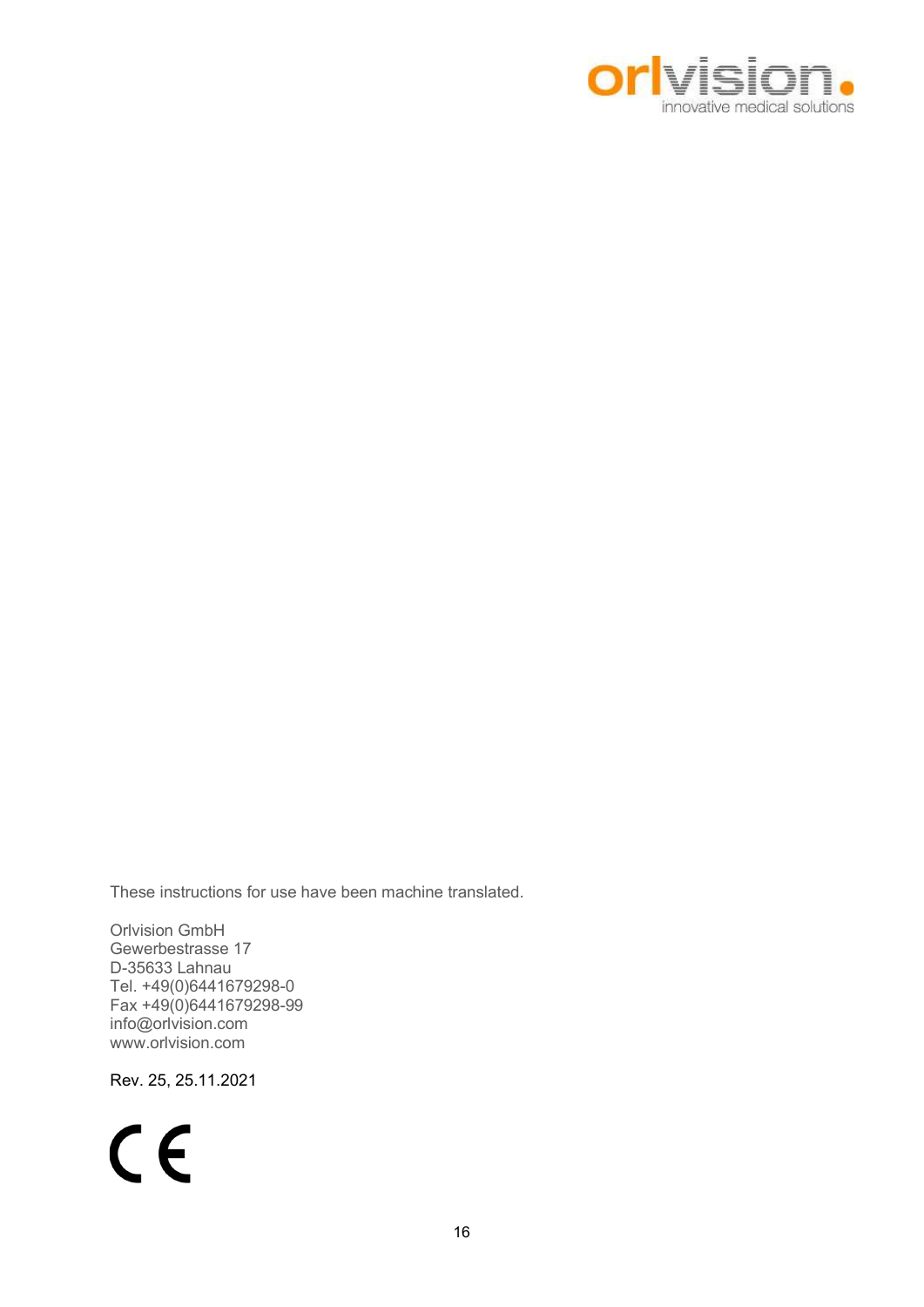These instructions for use have been machine translated.

Orlvision GmbH
Gewerbestrasse 17
D-35633 Lahnau
Tel. +49(0)6441679298-0
Fax +49(0)6441679298-99
info@orlvision.com
www.orlvision.com

Rev. 25, 25.11.2021